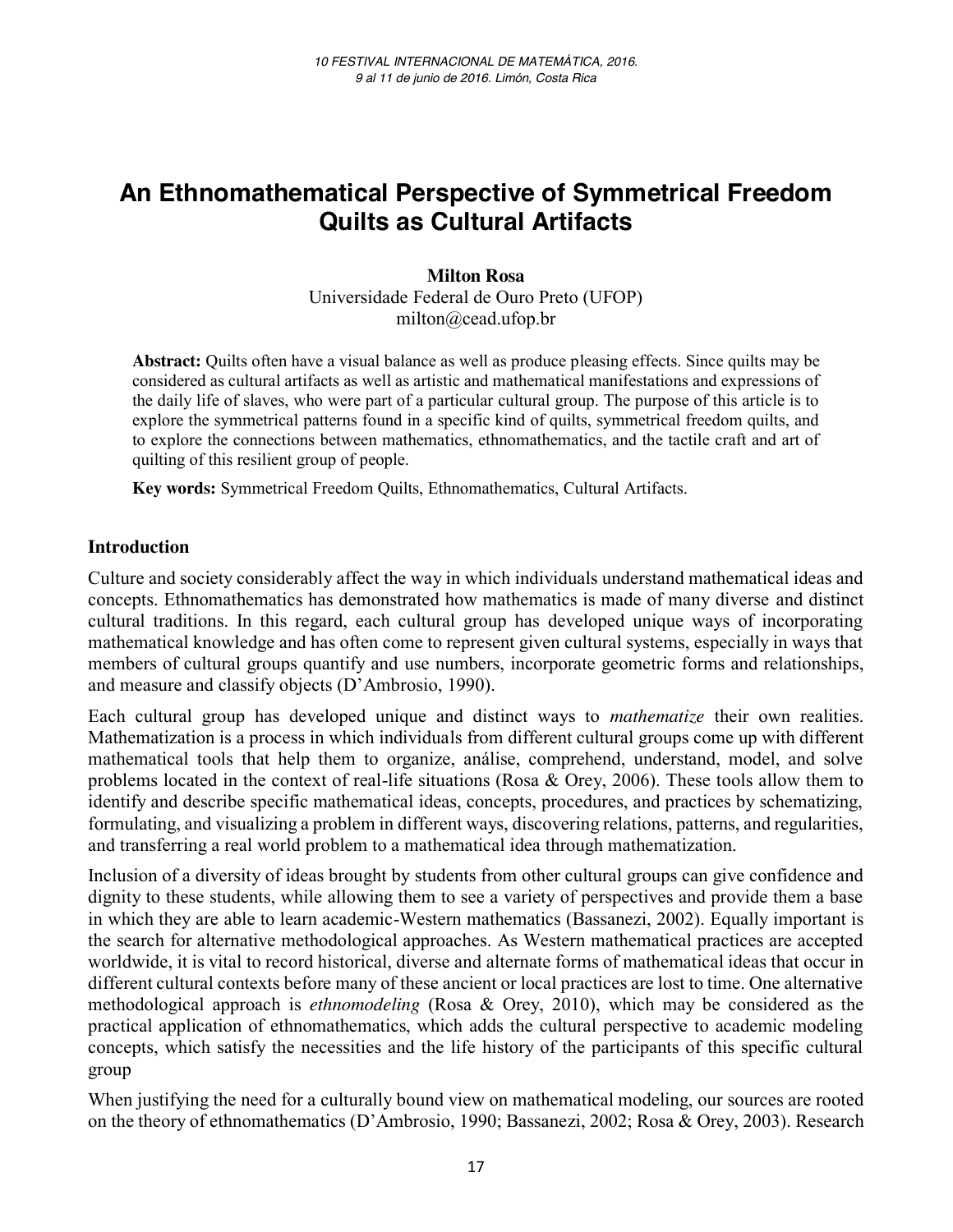# An Ethnomathematical Perspective of Symmetrical Freedom Quilts as Cultural Artifacts

**Milton Rosa**
Universidade Federal de Ouro Preto (UFOP)
milton@cead.ufop.br

**Abstract:** Quilts often have a visual balance as well as produce pleasing effects. Since quilts may be considered as cultural artifacts as well as artistic and mathematical manifestations and expressions of the daily life of slaves, who were part of a particular cultural group. The purpose of this article is to explore the symmetrical patterns found in a specific kind of quilts, symmetrical freedom quilts, and to explore the connections between mathematics, ethnomathematics, and the tactile craft and art of quilting of this resilient group of people.

**Key words:** Symmetrical Freedom Quilts, Ethnomathematics, Cultural Artifacts.

## Introduction

Culture and society considerably affect the way in which individuals understand mathematical ideas and concepts. Ethnomathematics has demonstrated how mathematics is made of many diverse and distinct cultural traditions. In this regard, each cultural group has developed unique ways of incorporating mathematical knowledge and has often come to represent given cultural systems, especially in ways that members of cultural groups quantify and use numbers, incorporate geometric forms and relationships, and measure and classify objects (D'Ambrosio, 1990).

Each cultural group has developed unique and distinct ways to *mathematize* their own realities. Mathematization is a process in which individuals from different cultural groups come up with different mathematical tools that help them to organize, análise, comprehend, understand, model, and solve problems located in the context of real-life situations (Rosa & Orey, 2006). These tools allow them to identify and describe specific mathematical ideas, concepts, procedures, and practices by schematizing, formulating, and visualizing a problem in different ways, discovering relations, patterns, and regularities, and transferring a real world problem to a mathematical idea through mathematization.

Inclusion of a diversity of ideas brought by students from other cultural groups can give confidence and dignity to these students, while allowing them to see a variety of perspectives and provide them a base in which they are able to learn academic-Western mathematics (Bassanezi, 2002). Equally important is the search for alternative methodological approaches. As Western mathematical practices are accepted worldwide, it is vital to record historical, diverse and alternate forms of mathematical ideas that occur in different cultural contexts before many of these ancient or local practices are lost to time. One alternative methodological approach is *ethnomodeling* (Rosa & Orey, 2010), which may be considered as the practical application of ethnomathematics, which adds the cultural perspective to academic modeling concepts, which satisfy the necessities and the life history of the participants of this specific cultural group

When justifying the need for a culturally bound view on mathematical modeling, our sources are rooted on the theory of ethnomathematics (D'Ambrosio, 1990; Bassanezi, 2002; Rosa & Orey, 2003). Research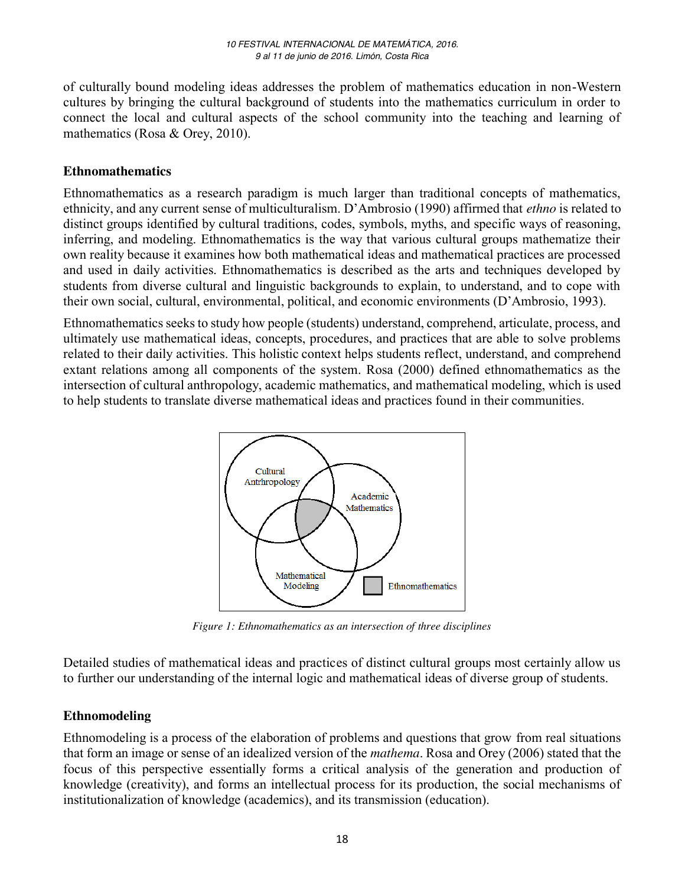of culturally bound modeling ideas addresses the problem of mathematics education in non-Western cultures by bringing the cultural background of students into the mathematics curriculum in order to connect the local and cultural aspects of the school community into the teaching and learning of mathematics (Rosa & Orey, 2010).

## Ethnomathematics

Ethnomathematics as a research paradigm is much larger than traditional concepts of mathematics, ethnicity, and any current sense of multiculturalism. D'Ambrosio (1990) affirmed that *ethno* is related to distinct groups identified by cultural traditions, codes, symbols, myths, and specific ways of reasoning, inferring, and modeling. Ethnomathematics is the way that various cultural groups mathematize their own reality because it examines how both mathematical ideas and mathematical practices are processed and used in daily activities. Ethnomathematics is described as the arts and techniques developed by students from diverse cultural and linguistic backgrounds to explain, to understand, and to cope with their own social, cultural, environmental, political, and economic environments (D'Ambrosio, 1993).

Ethnomathematics seeks to study how people (students) understand, comprehend, articulate, process, and ultimately use mathematical ideas, concepts, procedures, and practices that are able to solve problems related to their daily activities. This holistic context helps students reflect, understand, and comprehend extant relations among all components of the system. Rosa (2000) defined ethnomathematics as the intersection of cultural anthropology, academic mathematics, and mathematical modeling, which is used to help students to translate diverse mathematical ideas and practices found in their communities.

*Figure 1: Ethnomathematics as an intersection of three disciplines*

Detailed studies of mathematical ideas and practices of distinct cultural groups most certainly allow us to further our understanding of the internal logic and mathematical ideas of diverse group of students.

## Ethnomodeling

Ethnomodeling is a process of the elaboration of problems and questions that grow from real situations that form an image or sense of an idealized version of the *mathema*. Rosa and Orey (2006) stated that the focus of this perspective essentially forms a critical analysis of the generation and production of knowledge (creativity), and forms an intellectual process for its production, the social mechanisms of institutionalization of knowledge (academics), and its transmission (education).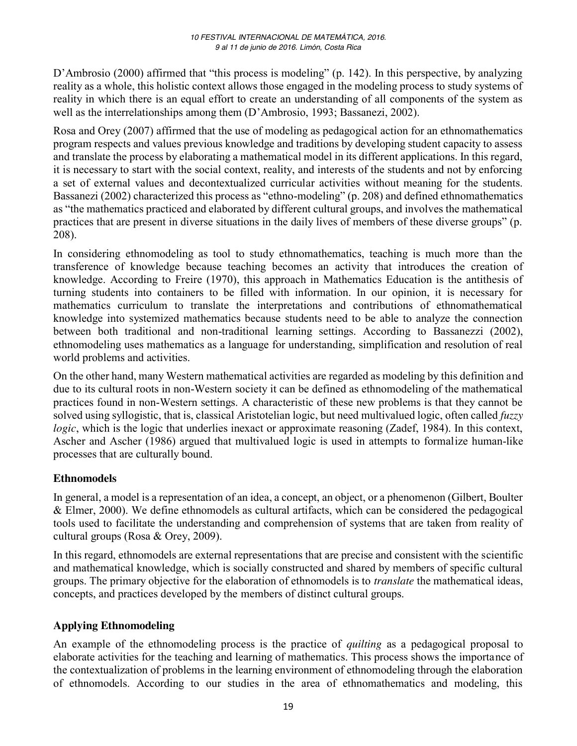D'Ambrosio (2000) affirmed that "this process is modeling" (p. 142). In this perspective, by analyzing reality as a whole, this holistic context allows those engaged in the modeling process to study systems of reality in which there is an equal effort to create an understanding of all components of the system as well as the interrelationships among them (D'Ambrosio, 1993; Bassanezi, 2002).

Rosa and Orey (2007) affirmed that the use of modeling as pedagogical action for an ethnomathematics program respects and values previous knowledge and traditions by developing student capacity to assess and translate the process by elaborating a mathematical model in its different applications. In this regard, it is necessary to start with the social context, reality, and interests of the students and not by enforcing a set of external values and decontextualized curricular activities without meaning for the students. Bassanezi (2002) characterized this process as "ethno-modeling" (p. 208) and defined ethnomathematics as "the mathematics practiced and elaborated by different cultural groups, and involves the mathematical practices that are present in diverse situations in the daily lives of members of these diverse groups" (p. 208).

In considering ethnomodeling as tool to study ethnomathematics, teaching is much more than the transference of knowledge because teaching becomes an activity that introduces the creation of knowledge. According to Freire (1970), this approach in Mathematics Education is the antithesis of turning students into containers to be filled with information. In our opinion, it is necessary for mathematics curriculum to translate the interpretations and contributions of ethnomathematical knowledge into systemized mathematics because students need to be able to analyze the connection between both traditional and non-traditional learning settings. According to Bassanezzi (2002), ethnomodeling uses mathematics as a language for understanding, simplification and resolution of real world problems and activities.

On the other hand, many Western mathematical activities are regarded as modeling by this definition and due to its cultural roots in non-Western society it can be defined as ethnomodeling of the mathematical practices found in non-Western settings. A characteristic of these new problems is that they cannot be solved using syllogistic, that is, classical Aristotelian logic, but need multivalued logic, often called *fuzzy logic*, which is the logic that underlies inexact or approximate reasoning (Zadef, 1984). In this context, Ascher and Ascher (1986) argued that multivalued logic is used in attempts to formalize human-like processes that are culturally bound.

## Ethnomodels

In general, a model is a representation of an idea, a concept, an object, or a phenomenon (Gilbert, Boulter & Elmer, 2000). We define ethnomodels as cultural artifacts, which can be considered the pedagogical tools used to facilitate the understanding and comprehension of systems that are taken from reality of cultural groups (Rosa & Orey, 2009).

In this regard, ethnomodels are external representations that are precise and consistent with the scientific and mathematical knowledge, which is socially constructed and shared by members of specific cultural groups. The primary objective for the elaboration of ethnomodels is to *translate* the mathematical ideas, concepts, and practices developed by the members of distinct cultural groups.

## Applying Ethnomodeling

An example of the ethnomodeling process is the practice of *quilting* as a pedagogical proposal to elaborate activities for the teaching and learning of mathematics. This process shows the importance of the contextualization of problems in the learning environment of ethnomodeling through the elaboration of ethnomodels. According to our studies in the area of ethnomathematics and modeling, this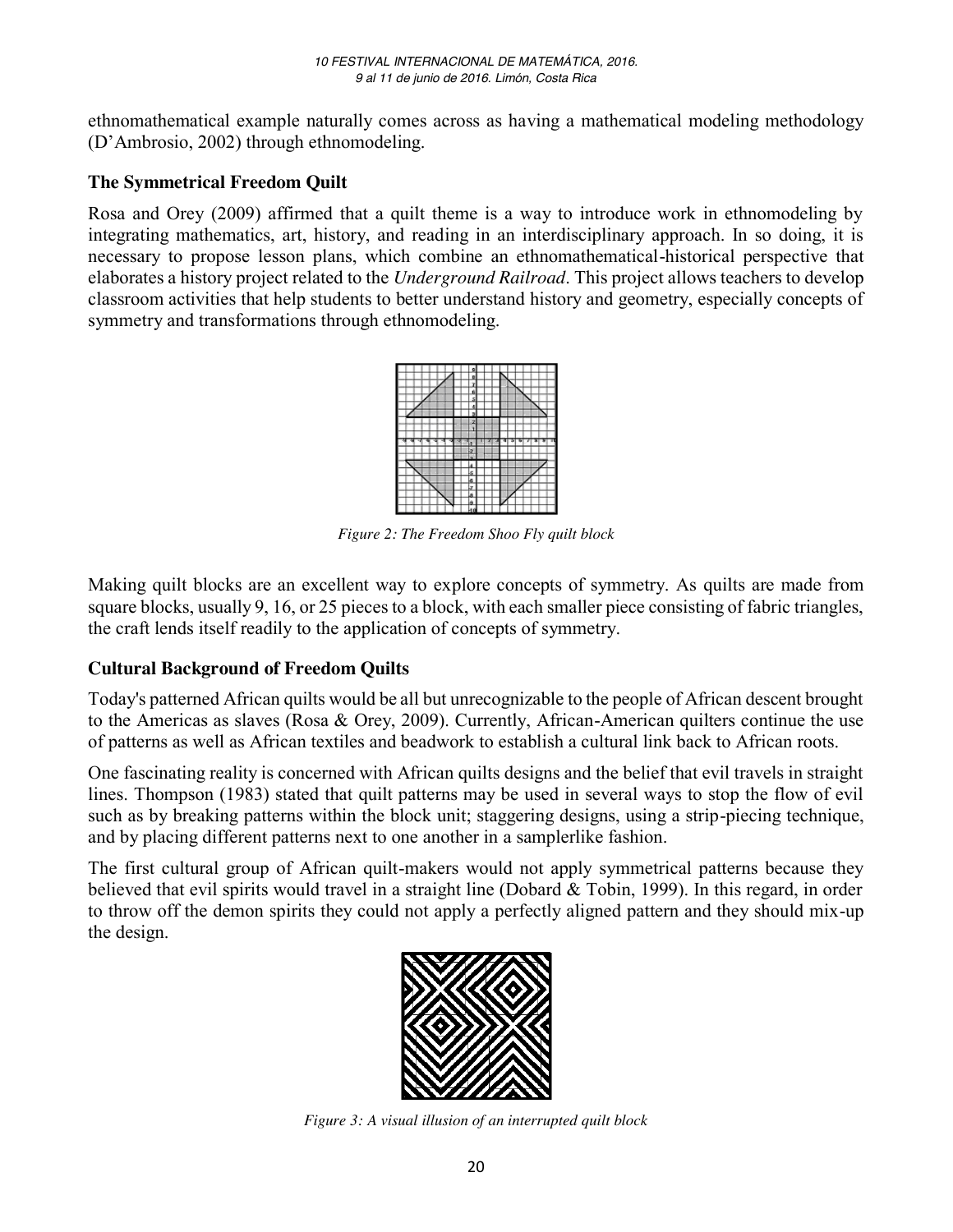ethnomathematical example naturally comes across as having a mathematical modeling methodology (D'Ambrosio, 2002) through ethnomodeling.

## The Symmetrical Freedom Quilt

Rosa and Orey (2009) affirmed that a quilt theme is a way to introduce work in ethnomodeling by integrating mathematics, art, history, and reading in an interdisciplinary approach. In so doing, it is necessary to propose lesson plans, which combine an ethnomathematical-historical perspective that elaborates a history project related to the *Underground Railroad*. This project allows teachers to develop classroom activities that help students to better understand history and geometry, especially concepts of symmetry and transformations through ethnomodeling.

*Figure 2: The Freedom Shoo Fly quilt block*

Making quilt blocks are an excellent way to explore concepts of symmetry. As quilts are made from square blocks, usually 9, 16, or 25 pieces to a block, with each smaller piece consisting of fabric triangles, the craft lends itself readily to the application of concepts of symmetry.

## Cultural Background of Freedom Quilts

Today's patterned African quilts would be all but unrecognizable to the people of African descent brought to the Americas as slaves (Rosa & Orey, 2009). Currently, African-American quilters continue the use of patterns as well as African textiles and beadwork to establish a cultural link back to African roots.

One fascinating reality is concerned with African quilts designs and the belief that evil travels in straight lines. Thompson (1983) stated that quilt patterns may be used in several ways to stop the flow of evil such as by breaking patterns within the block unit; staggering designs, using a strip-piecing technique, and by placing different patterns next to one another in a samplerlike fashion.

The first cultural group of African quilt-makers would not apply symmetrical patterns because they believed that evil spirits would travel in a straight line (Dobard & Tobin, 1999). In this regard, in order to throw off the demon spirits they could not apply a perfectly aligned pattern and they should mix-up the design.

*Figure 3: A visual illusion of an interrupted quilt block*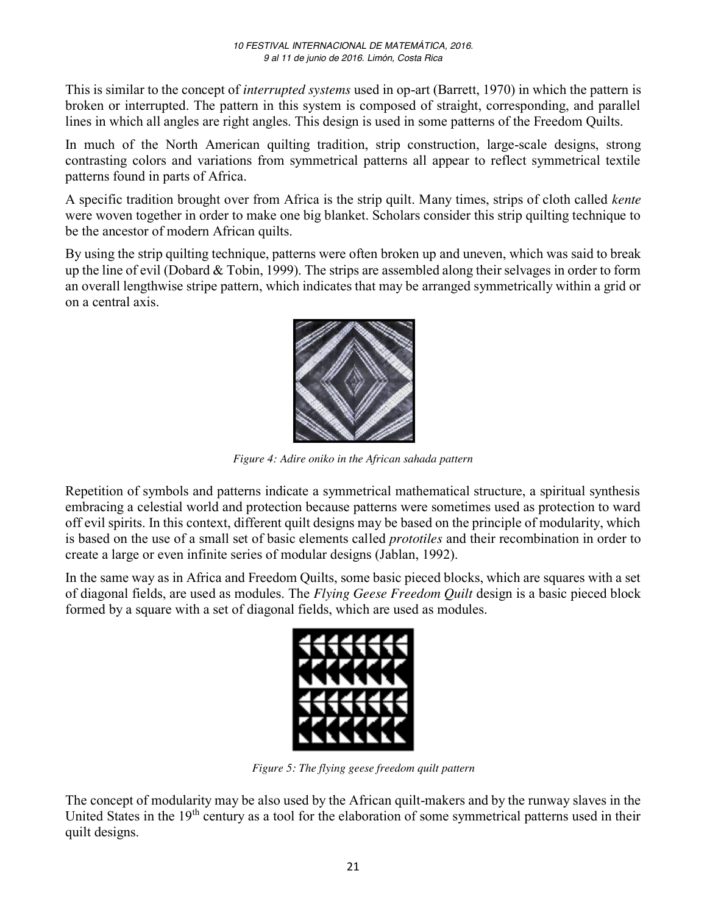This is similar to the concept of *interrupted systems* used in op-art (Barrett, 1970) in which the pattern is broken or interrupted. The pattern in this system is composed of straight, corresponding, and parallel lines in which all angles are right angles. This design is used in some patterns of the Freedom Quilts.

In much of the North American quilting tradition, strip construction, large-scale designs, strong contrasting colors and variations from symmetrical patterns all appear to reflect symmetrical textile patterns found in parts of Africa.

A specific tradition brought over from Africa is the strip quilt. Many times, strips of cloth called *kente* were woven together in order to make one big blanket. Scholars consider this strip quilting technique to be the ancestor of modern African quilts.

By using the strip quilting technique, patterns were often broken up and uneven, which was said to break up the line of evil (Dobard & Tobin, 1999). The strips are assembled along their selvages in order to form an overall lengthwise stripe pattern, which indicates that may be arranged symmetrically within a grid or on a central axis.

*Figure 4: Adire oniko in the African sahada pattern*

Repetition of symbols and patterns indicate a symmetrical mathematical structure, a spiritual synthesis embracing a celestial world and protection because patterns were sometimes used as protection to ward off evil spirits. In this context, different quilt designs may be based on the principle of modularity, which is based on the use of a small set of basic elements called *prototiles* and their recombination in order to create a large or even infinite series of modular designs (Jablan, 1992).

In the same way as in Africa and Freedom Quilts, some basic pieced blocks, which are squares with a set of diagonal fields, are used as modules. The *Flying Geese Freedom Quilt* design is a basic pieced block formed by a square with a set of diagonal fields, which are used as modules.

*Figure 5: The flying geese freedom quilt pattern*

The concept of modularity may be also used by the African quilt-makers and by the runway slaves in the United States in the 19th century as a tool for the elaboration of some symmetrical patterns used in their quilt designs.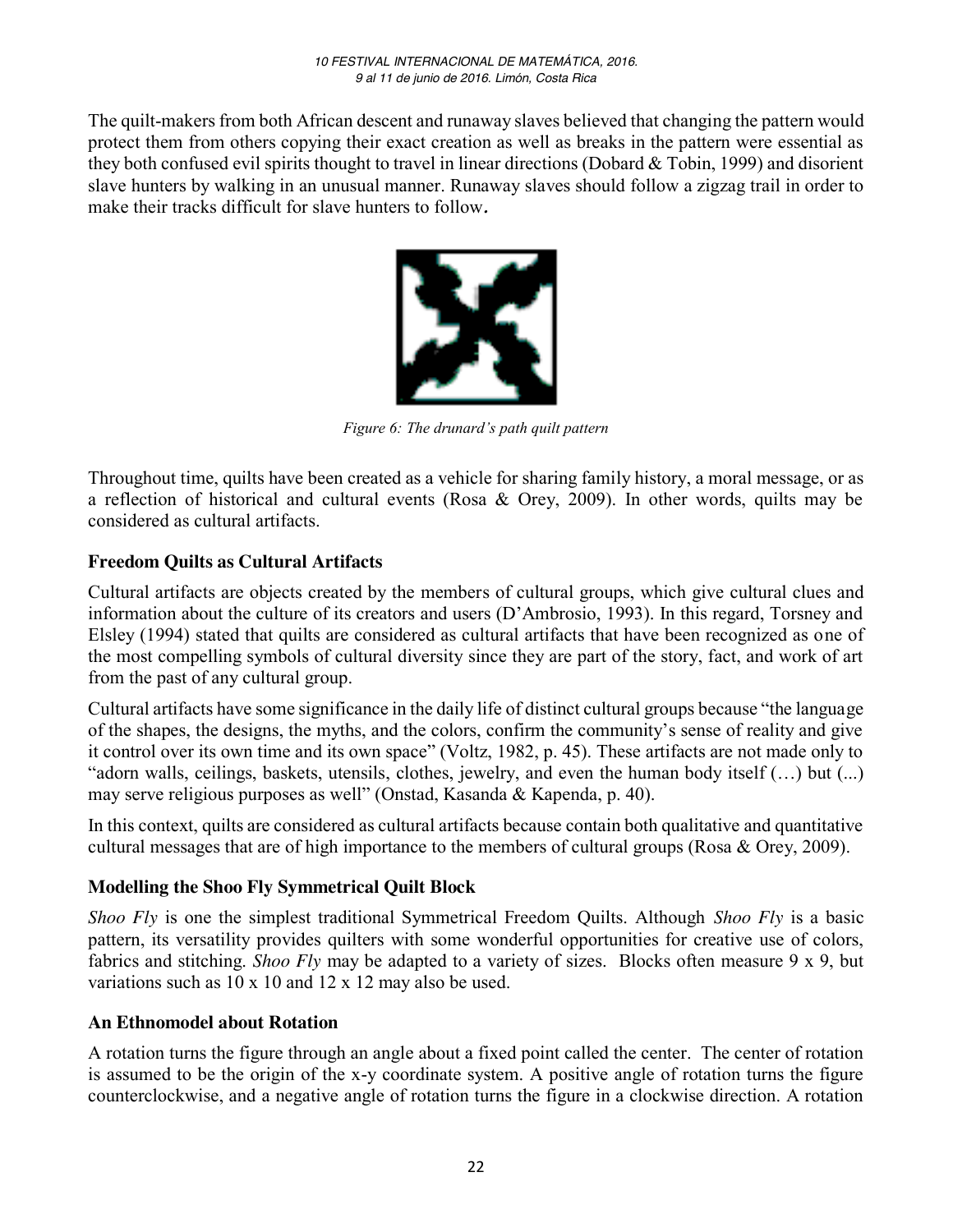The quilt-makers from both African descent and runaway slaves believed that changing the pattern would protect them from others copying their exact creation as well as breaks in the pattern were essential as they both confused evil spirits thought to travel in linear directions (Dobard & Tobin, 1999) and disorient slave hunters by walking in an unusual manner. Runaway slaves should follow a zigzag trail in order to make their tracks difficult for slave hunters to follow**.**

*Figure 6: The drunard's path quilt pattern*

Throughout time, quilts have been created as a vehicle for sharing family history, a moral message, or as a reflection of historical and cultural events (Rosa & Orey, 2009). In other words, quilts may be considered as cultural artifacts.

## Freedom Quilts as Cultural Artifacts

Cultural artifacts are objects created by the members of cultural groups, which give cultural clues and information about the culture of its creators and users (D'Ambrosio, 1993). In this regard, Torsney and Elsley (1994) stated that quilts are considered as cultural artifacts that have been recognized as one of the most compelling symbols of cultural diversity since they are part of the story, fact, and work of art from the past of any cultural group.

Cultural artifacts have some significance in the daily life of distinct cultural groups because "the language of the shapes, the designs, the myths, and the colors, confirm the community's sense of reality and give it control over its own time and its own space" (Voltz, 1982, p. 45). These artifacts are not made only to "adorn walls, ceilings, baskets, utensils, clothes, jewelry, and even the human body itself (…) but (...) may serve religious purposes as well" (Onstad, Kasanda & Kapenda, p. 40).

In this context, quilts are considered as cultural artifacts because contain both qualitative and quantitative cultural messages that are of high importance to the members of cultural groups (Rosa & Orey, 2009).

## Modelling the Shoo Fly Symmetrical Quilt Block

*Shoo Fly* is one the simplest traditional Symmetrical Freedom Quilts. Although *Shoo Fly* is a basic pattern, its versatility provides quilters with some wonderful opportunities for creative use of colors, fabrics and stitching. *Shoo Fly* may be adapted to a variety of sizes. Blocks often measure 9 x 9, but variations such as 10 x 10 and 12 x 12 may also be used.

## An Ethnomodel about Rotation

A rotation turns the figure through an angle about a fixed point called the center. The center of rotation is assumed to be the origin of the x-y coordinate system. A positive angle of rotation turns the figure counterclockwise, and a negative angle of rotation turns the figure in a clockwise direction. A rotation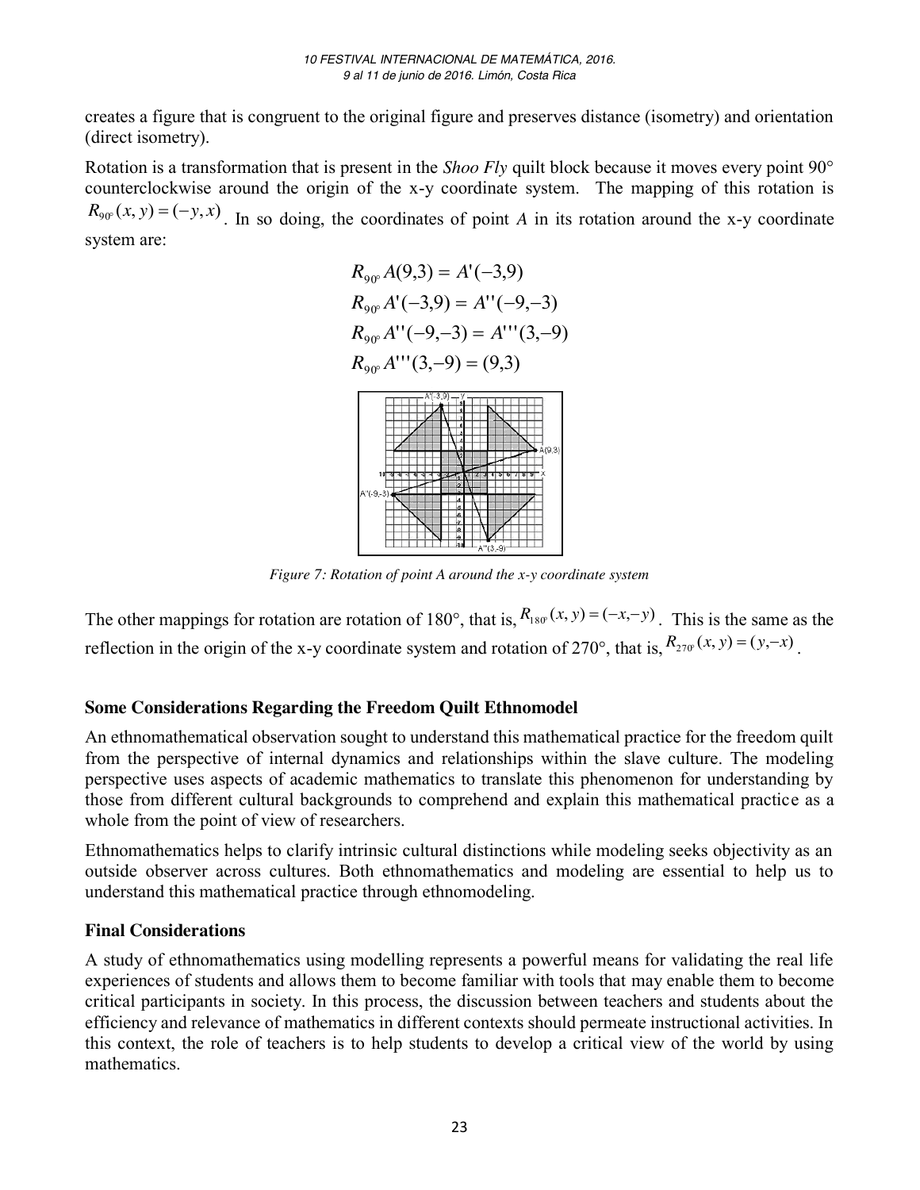creates a figure that is congruent to the original figure and preserves distance (isometry) and orientation (direct isometry).

Rotation is a transformation that is present in the *Shoo Fly* quilt block because it moves every point 90° counterclockwise around the origin of the x-y coordinate system. The mapping of this rotation is $R_{90^\circ}(x, y) = (-y, x)$. In so doing, the coordinates of point *A* in its rotation around the x-y coordinate system are:

$$R_{90^\circ} A(9,3) = A'(-3,9)$$

$$R_{90^\circ} A'(-3,9) = A''(-9,-3)$$

$$R_{90^\circ} A''(-9,-3) = A'''(3,-9)$$

$$R_{90^\circ} A'''(3,-9) = (9,3)$$

*Figure 7: Rotation of point A around the x-y coordinate system*

The other mappings for rotation are rotation of 180°, that is, $R_{180^\circ}(x, y) = (-x, -y)$. This is the same as the reflection in the origin of the x-y coordinate system and rotation of 270°, that is, $R_{270^\circ}(x, y) = (y, -x)$.

**Some Considerations Regarding the Freedom Quilt Ethnomodel**

An ethnomathematical observation sought to understand this mathematical practice for the freedom quilt from the perspective of internal dynamics and relationships within the slave culture. The modeling perspective uses aspects of academic mathematics to translate this phenomenon for understanding by those from different cultural backgrounds to comprehend and explain this mathematical practice as a whole from the point of view of researchers.

Ethnomathematics helps to clarify intrinsic cultural distinctions while modeling seeks objectivity as an outside observer across cultures. Both ethnomathematics and modeling are essential to help us to understand this mathematical practice through ethnomodeling.

**Final Considerations**

A study of ethnomathematics using modelling represents a powerful means for validating the real life experiences of students and allows them to become familiar with tools that may enable them to become critical participants in society. In this process, the discussion between teachers and students about the efficiency and relevance of mathematics in different contexts should permeate instructional activities. In this context, the role of teachers is to help students to develop a critical view of the world by using mathematics.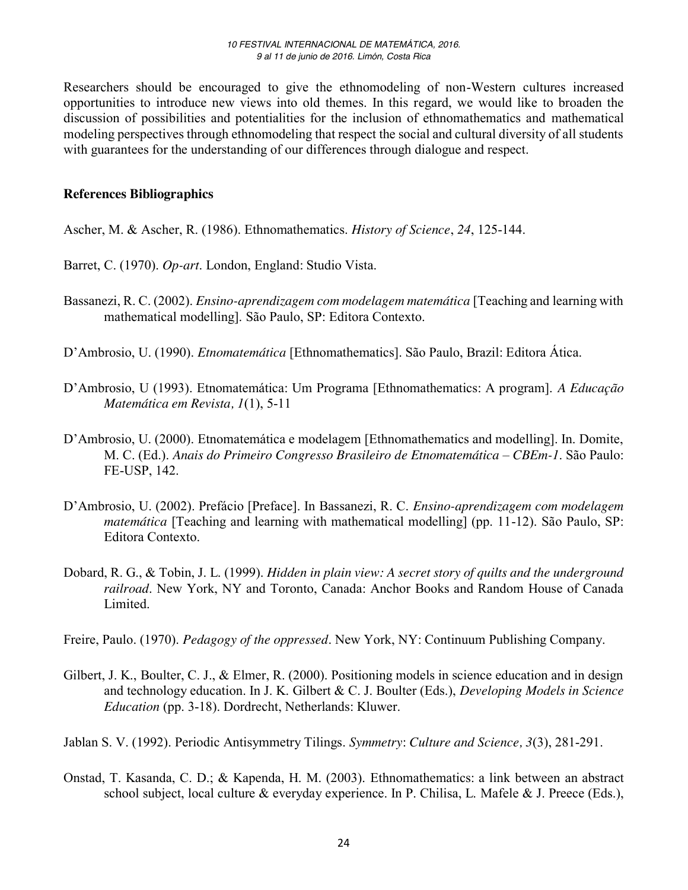Researchers should be encouraged to give the ethnomodeling of non-Western cultures increased opportunities to introduce new views into old themes. In this regard, we would like to broaden the discussion of possibilities and potentialities for the inclusion of ethnomathematics and mathematical modeling perspectives through ethnomodeling that respect the social and cultural diversity of all students with guarantees for the understanding of our differences through dialogue and respect.

**References Bibliographics**

Ascher, M. & Ascher, R. (1986). Ethnomathematics. *History of Science*, *24*, 125-144.

Barret, C. (1970). *Op-art*. London, England: Studio Vista.

Bassanezi, R. C. (2002). *Ensino-aprendizagem com modelagem matemática* [Teaching and learning with mathematical modelling]. São Paulo, SP: Editora Contexto.

D'Ambrosio, U. (1990). *Etnomatemática* [Ethnomathematics]. São Paulo, Brazil: Editora Ática.

D'Ambrosio, U (1993). Etnomatemática: Um Programa [Ethnomathematics: A program]. *A Educação Matemática em Revista, 1*(1), 5-11

D'Ambrosio, U. (2000). Etnomatemática e modelagem [Ethnomathematics and modelling]. In. Domite, M. C. (Ed.). *Anais do Primeiro Congresso Brasileiro de Etnomatemática – CBEm-1*. São Paulo: FE-USP, 142.

D'Ambrosio, U. (2002). Prefácio [Preface]. In Bassanezi, R. C. *Ensino-aprendizagem com modelagem matemática* [Teaching and learning with mathematical modelling] (pp. 11-12). São Paulo, SP: Editora Contexto.

Dobard, R. G., & Tobin, J. L. (1999). *Hidden in plain view: A secret story of quilts and the underground railroad*. New York, NY and Toronto, Canada: Anchor Books and Random House of Canada Limited.

Freire, Paulo. (1970). *Pedagogy of the oppressed*. New York, NY: Continuum Publishing Company.

Gilbert, J. K., Boulter, C. J., & Elmer, R. (2000). Positioning models in science education and in design and technology education. In J. K. Gilbert & C. J. Boulter (Eds.), *Developing Models in Science Education* (pp. 3-18). Dordrecht, Netherlands: Kluwer.

Jablan S. V. (1992). Periodic Antisymmetry Tilings. *Symmetry*: *Culture and Science, 3*(3), 281-291.

Onstad, T. Kasanda, C. D.; & Kapenda, H. M. (2003). Ethnomathematics: a link between an abstract school subject, local culture & everyday experience. In P. Chilisa, L. Mafele & J. Preece (Eds.),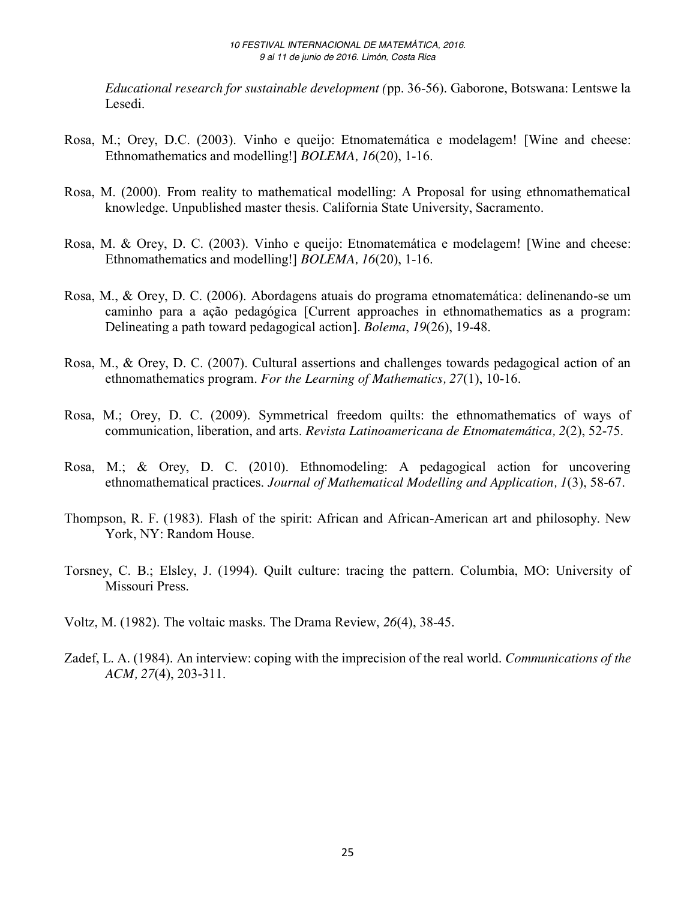*Educational research for sustainable development (*pp. 36-56). Gaborone, Botswana: Lentswe la Lesedi.

Rosa, M.; Orey, D.C. (2003). Vinho e queijo: Etnomatemática e modelagem! [Wine and cheese: Ethnomathematics and modelling!] *BOLEMA, 16*(20), 1-16.

Rosa, M. (2000). From reality to mathematical modelling: A Proposal for using ethnomathematical knowledge. Unpublished master thesis. California State University, Sacramento.

Rosa, M. & Orey, D. C. (2003). Vinho e queijo: Etnomatemática e modelagem! [Wine and cheese: Ethnomathematics and modelling!] *BOLEMA, 16*(20), 1-16.

Rosa, M., & Orey, D. C. (2006). Abordagens atuais do programa etnomatemática: delinenando-se um caminho para a ação pedagógica [Current approaches in ethnomathematics as a program: Delineating a path toward pedagogical action]. *Bolema*, *19*(26), 19-48.

Rosa, M., & Orey, D. C. (2007). Cultural assertions and challenges towards pedagogical action of an ethnomathematics program. *For the Learning of Mathematics, 27*(1), 10-16.

Rosa, M.; Orey, D. C. (2009). Symmetrical freedom quilts: the ethnomathematics of ways of communication, liberation, and arts. *Revista Latinoamericana de Etnomatemática, 2*(2), 52-75.

Rosa, M.; & Orey, D. C. (2010). Ethnomodeling: A pedagogical action for uncovering ethnomathematical practices. *Journal of Mathematical Modelling and Application, 1*(3), 58-67.

Thompson, R. F. (1983). Flash of the spirit: African and African-American art and philosophy. New York, NY: Random House.

Torsney, C. B.; Elsley, J. (1994). Quilt culture: tracing the pattern. Columbia, MO: University of Missouri Press.

Voltz, M. (1982). The voltaic masks. The Drama Review, *26*(4), 38-45.

Zadef, L. A. (1984). An interview: coping with the imprecision of the real world. *Communications of the ACM, 27*(4), 203-311.